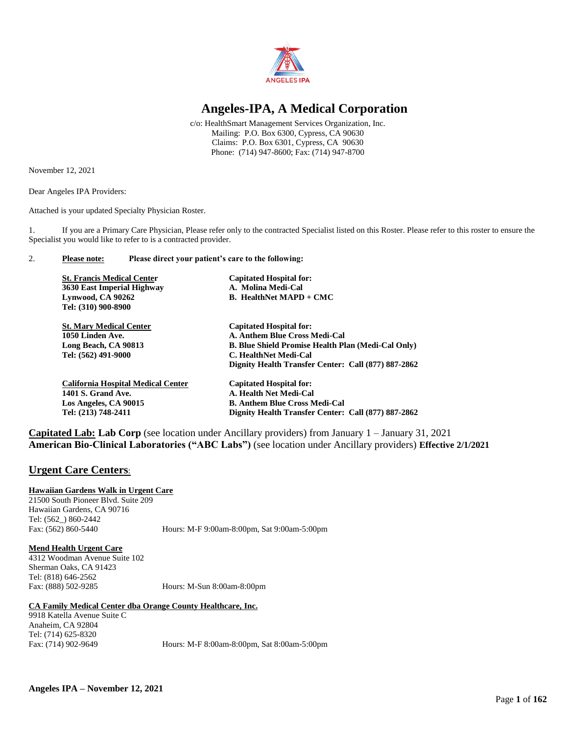ANGELES IPA

# Angeles-IPA, A Medical Corporation

c/o: HealthSmart Management Services Organization, Inc.
Mailing: P.O. Box 6300, Cypress, CA 90630
Claims: P.O. Box 6301, Cypress, CA 90630
Phone: (714) 947-8600; Fax: (714) 947-8700

November 12, 2021

Dear Angeles IPA Providers:

Attached is your updated Specialty Physician Roster.

1. If you are a Primary Care Physician, Please refer only to the contracted Specialist listed on this Roster. Please refer to this roster to ensure the Specialist you would like to refer to is a contracted provider.

2. **Please note: Please direct your patient's care to the following:**

| | |
|---|---|
| **St. Francis Medical Center**<br>**3630 East Imperial Highway**<br>**Lynwood, CA 90262**<br>**Tel: (310) 900-8900** | **Capitated Hospital for:**<br>**A. Molina Medi-Cal**<br>**B. HealthNet MAPD + CMC** |
| **St. Mary Medical Center**<br>**1050 Linden Ave.**<br>**Long Beach, CA 90813**<br>**Tel: (562) 491-9000** | **Capitated Hospital for:**<br>**A. Anthem Blue Cross Medi-Cal**<br>**B. Blue Shield Promise Health Plan (Medi-Cal Only)**<br>**C. HealthNet Medi-Cal**<br>**Dignity Health Transfer Center: Call (877) 887-2862** |
| **California Hospital Medical Center**<br>**1401 S. Grand Ave.**<br>**Los Angeles, CA 90015**<br>**Tel: (213) 748-2411** | **Capitated Hospital for:**<br>**A. Health Net Medi-Cal**<br>**B. Anthem Blue Cross Medi-Cal**<br>**Dignity Health Transfer Center: Call (877) 887-2862** |

**Capitated Lab: Lab Corp** (see location under Ancillary providers) from January 1 – January 31, 2021
**American Bio-Clinical Laboratories ("ABC Labs")** (see location under Ancillary providers) **Effective 2/1/2021**

## Urgent Care Centers:

**Hawaiian Gardens Walk in Urgent Care**
21500 South Pioneer Blvd. Suite 209
Hawaiian Gardens, CA 90716
Tel: (562_) 860-2442
Fax: (562) 860-5440 Hours: M-F 9:00am-8:00pm, Sat 9:00am-5:00pm

**Mend Health Urgent Care**
4312 Woodman Avenue Suite 102
Sherman Oaks, CA 91423
Tel: (818) 646-2562
Fax: (888) 502-9285 Hours: M-Sun 8:00am-8:00pm

**CA Family Medical Center dba Orange County Healthcare, Inc.**
9918 Katella Avenue Suite C
Anaheim, CA 92804
Tel: (714) 625-8320
Fax: (714) 902-9649 Hours: M-F 8:00am-8:00pm, Sat 8:00am-5:00pm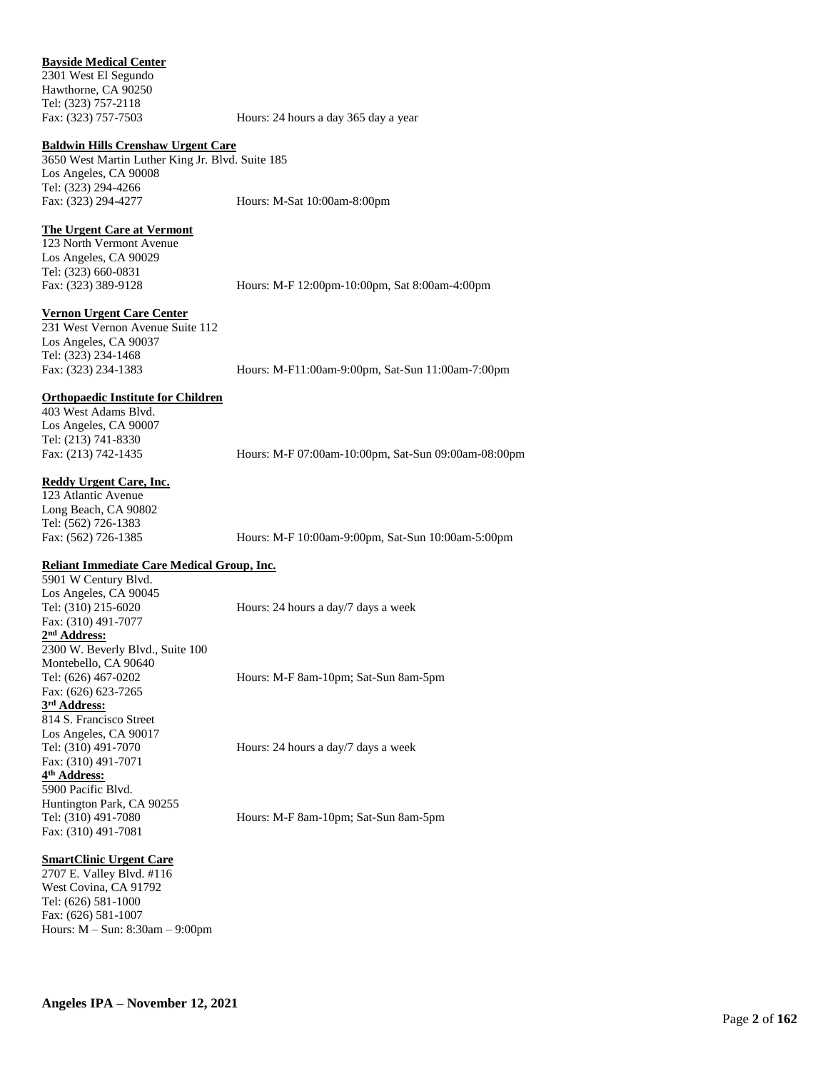**Bayside Medical Center**
2301 West El Segundo
Hawthorne, CA 90250
Tel: (323) 757-2118
Fax: (323) 757-7503 Hours: 24 hours a day 365 day a year

**Baldwin Hills Crenshaw Urgent Care**
3650 West Martin Luther King Jr. Blvd. Suite 185
Los Angeles, CA 90008
Tel: (323) 294-4266
Fax: (323) 294-4277 Hours: M-Sat 10:00am-8:00pm

**The Urgent Care at Vermont**
123 North Vermont Avenue
Los Angeles, CA 90029
Tel: (323) 660-0831
Fax: (323) 389-9128 Hours: M-F 12:00pm-10:00pm, Sat 8:00am-4:00pm

**Vernon Urgent Care Center**
231 West Vernon Avenue Suite 112
Los Angeles, CA 90037
Tel: (323) 234-1468
Fax: (323) 234-1383 Hours: M-F11:00am-9:00pm, Sat-Sun 11:00am-7:00pm

**Orthopaedic Institute for Children**
403 West Adams Blvd.
Los Angeles, CA 90007
Tel: (213) 741-8330
Fax: (213) 742-1435 Hours: M-F 07:00am-10:00pm, Sat-Sun 09:00am-08:00pm

**Reddy Urgent Care, Inc.**
123 Atlantic Avenue
Long Beach, CA 90802
Tel: (562) 726-1383
Fax: (562) 726-1385 Hours: M-F 10:00am-9:00pm, Sat-Sun 10:00am-5:00pm

**Reliant Immediate Care Medical Group, Inc.**
5901 W Century Blvd.
Los Angeles, CA 90045
Tel: (310) 215-6020 Hours: 24 hours a day/7 days a week
Fax: (310) 491-7077
**2nd Address:**
2300 W. Beverly Blvd., Suite 100
Montebello, CA 90640
Tel: (626) 467-0202 Hours: M-F 8am-10pm; Sat-Sun 8am-5pm
Fax: (626) 623-7265
**3rd Address:**
814 S. Francisco Street
Los Angeles, CA 90017
Tel: (310) 491-7070 Hours: 24 hours a day/7 days a week
Fax: (310) 491-7071
**4th Address:**
5900 Pacific Blvd.
Huntington Park, CA 90255
Tel: (310) 491-7080 Hours: M-F 8am-10pm; Sat-Sun 8am-5pm
Fax: (310) 491-7081

**SmartClinic Urgent Care**
2707 E. Valley Blvd. #116
West Covina, CA 91792
Tel: (626) 581-1000
Fax: (626) 581-1007
Hours: M – Sun: 8:30am – 9:00pm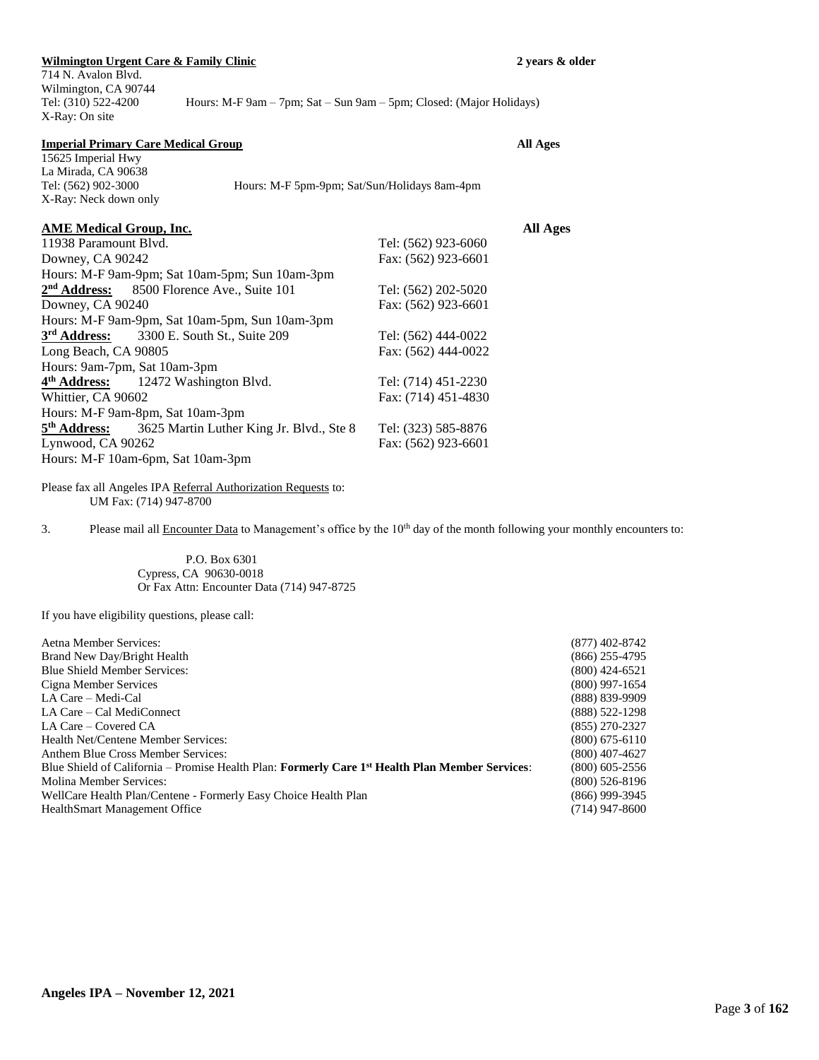**Wilmington Urgent Care & Family Clinic** **2 years & older**

714 N. Avalon Blvd.
Wilmington, CA 90744
Tel: (310) 522-4200 Hours: M-F 9am – 7pm; Sat – Sun 9am – 5pm; Closed: (Major Holidays)
X-Ray: On site

**Imperial Primary Care Medical Group** **All Ages**

15625 Imperial Hwy
La Mirada, CA 90638
Tel: (562) 902-3000 Hours: M-F 5pm-9pm; Sat/Sun/Holidays 8am-4pm
X-Ray: Neck down only

**AME Medical Group, Inc.** **All Ages**

| | |
|---|---|
| 11938 Paramount Blvd. | Tel: (562) 923-6060 |
| Downey, CA 90242 | Fax: (562) 923-6601 |
| Hours: M-F 9am-9pm; Sat 10am-5pm; Sun 10am-3pm | |
| **2nd Address:** 8500 Florence Ave., Suite 101 | Tel: (562) 202-5020 |
| Downey, CA 90240 | Fax: (562) 923-6601 |
| Hours: M-F 9am-9pm, Sat 10am-5pm, Sun 10am-3pm | |
| **3rd Address:** 3300 E. South St., Suite 209 | Tel: (562) 444-0022 |
| Long Beach, CA 90805 | Fax: (562) 444-0022 |
| Hours: 9am-7pm, Sat 10am-3pm | |
| **4th Address:** 12472 Washington Blvd. | Tel: (714) 451-2230 |
| Whittier, CA 90602 | Fax: (714) 451-4830 |
| Hours: M-F 9am-8pm, Sat 10am-3pm | |
| **5th Address:** 3625 Martin Luther King Jr. Blvd., Ste 8 | Tel: (323) 585-8876 |
| Lynwood, CA 90262 | Fax: (562) 923-6601 |
| Hours: M-F 10am-6pm, Sat 10am-3pm | |

Please fax all Angeles IPA Referral Authorization Requests to:
UM Fax: (714) 947-8700

3. Please mail all Encounter Data to Management's office by the 10th day of the month following your monthly encounters to:

P.O. Box 6301
Cypress, CA 90630-0018
Or Fax Attn: Encounter Data (714) 947-8725

If you have eligibility questions, please call:

| | |
|---|---|
| Aetna Member Services: | (877) 402-8742 |
| Brand New Day/Bright Health | (866) 255-4795 |
| Blue Shield Member Services: | (800) 424-6521 |
| Cigna Member Services | (800) 997-1654 |
| LA Care – Medi-Cal | (888) 839-9909 |
| LA Care – Cal MediConnect | (888) 522-1298 |
| LA Care – Covered CA | (855) 270-2327 |
| Health Net/Centene Member Services: | (800) 675-6110 |
| Anthem Blue Cross Member Services: | (800) 407-4627 |
| Blue Shield of California – Promise Health Plan: **Formerly Care 1st Health Plan Member Services**: | (800) 605-2556 |
| Molina Member Services: | (800) 526-8196 |
| WellCare Health Plan/Centene - Formerly Easy Choice Health Plan | (866) 999-3945 |
| HealthSmart Management Office | (714) 947-8600 |

**Angeles IPA – November 12, 2021**